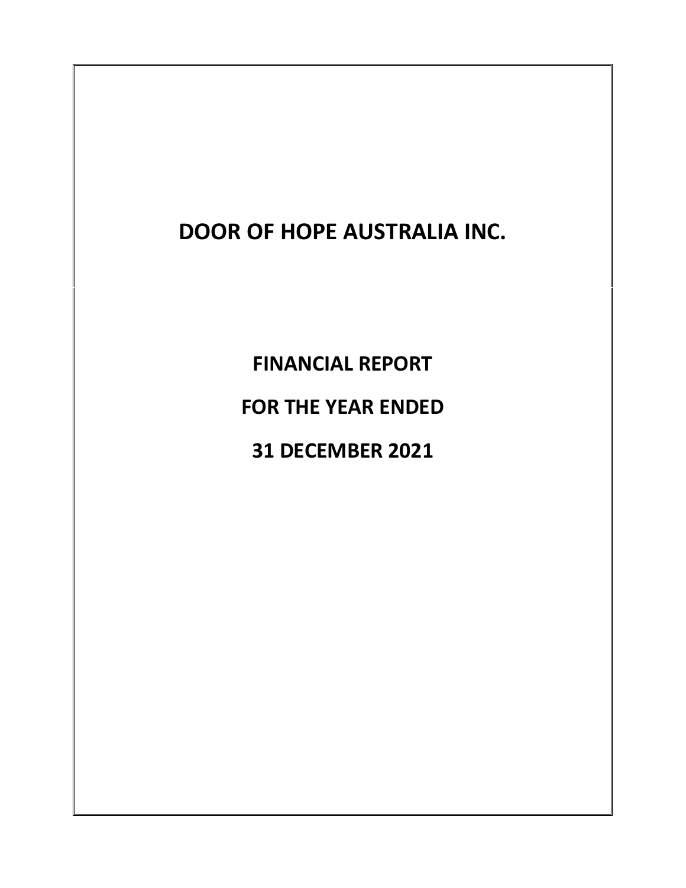# DOOR OF HOPE AUSTRALIA INC.

## FINANCIAL REPORT

## FOR THE YEAR ENDED

## 31 DECEMBER 2021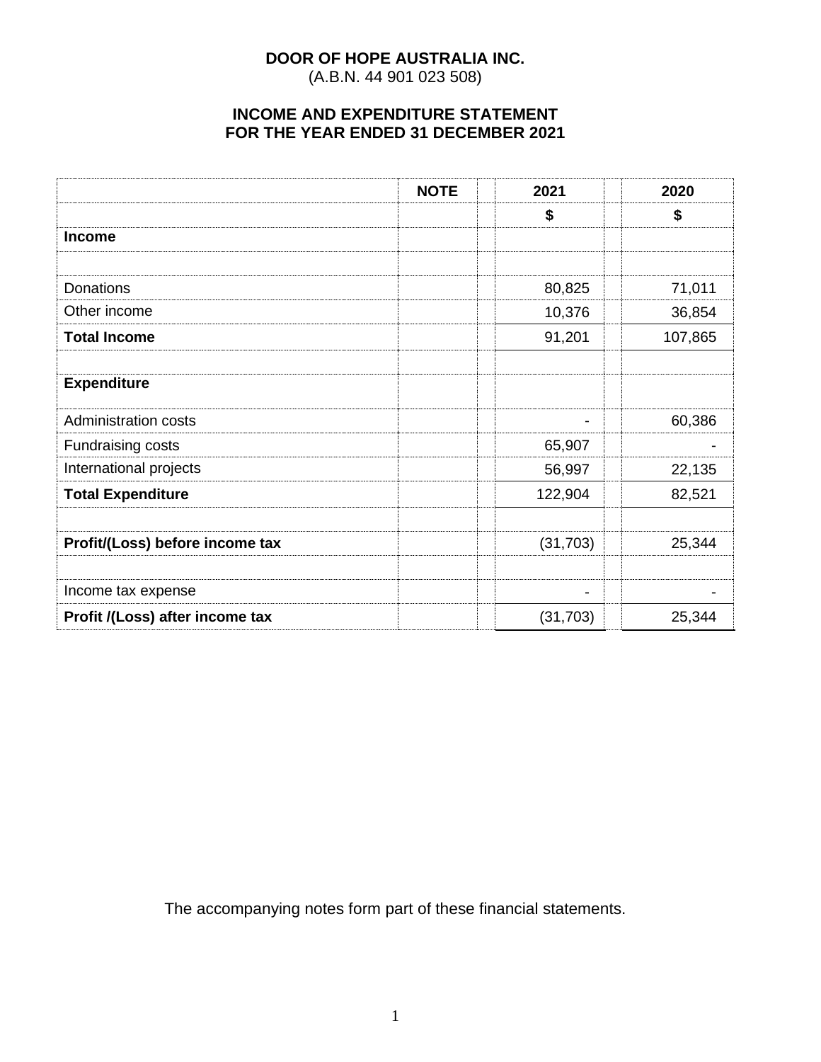**DOOR OF HOPE AUSTRALIA INC.**
(A.B.N. 44 901 023 508)

**INCOME AND EXPENDITURE STATEMENT**
**FOR THE YEAR ENDED 31 DECEMBER 2021**

| | NOTE | 2021 | 2020 |
|---|---|---|---|
| | | $ | $ |
| **Income** | | | |
| | | | |
| Donations | | 80,825 | 71,011 |
| Other income | | 10,376 | 36,854 |
| **Total Income** | | 91,201 | 107,865 |
| | | | |
| **Expenditure** | | | |
| Administration costs | | - | 60,386 |
| Fundraising costs | | 65,907 | - |
| International projects | | 56,997 | 22,135 |
| **Total Expenditure** | | 122,904 | 82,521 |
| | | | |
| **Profit/(Loss) before income tax** | | (31,703) | 25,344 |
| | | | |
| Income tax expense | | - | - |
| **Profit /(Loss) after income tax** | | (31,703) | 25,344 |

The accompanying notes form part of these financial statements.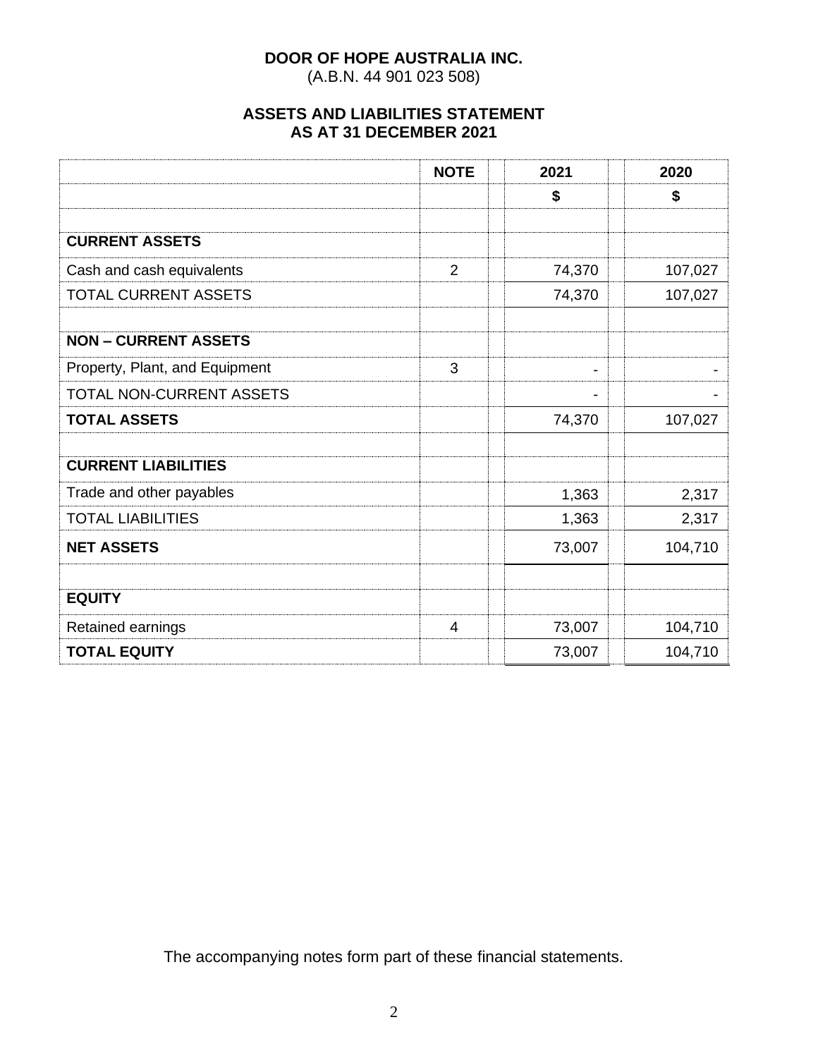**DOOR OF HOPE AUSTRALIA INC.**
(A.B.N. 44 901 023 508)

## ASSETS AND LIABILITIES STATEMENT
## AS AT 31 DECEMBER 2021

| | NOTE | 2021 | 2020 |
|---|---|---|---|
| | | $ | $ |
| | | | |
| **CURRENT ASSETS** | | | |
| Cash and cash equivalents | 2 | 74,370 | 107,027 |
| TOTAL CURRENT ASSETS | | 74,370 | 107,027 |
| | | | |
| **NON – CURRENT ASSETS** | | | |
| Property, Plant, and Equipment | 3 | - | - |
| TOTAL NON-CURRENT ASSETS | | - | - |
| **TOTAL ASSETS** | | 74,370 | 107,027 |
| | | | |
| **CURRENT LIABILITIES** | | | |
| Trade and other payables | | 1,363 | 2,317 |
| TOTAL LIABILITIES | | 1,363 | 2,317 |
| **NET ASSETS** | | 73,007 | 104,710 |
| | | | |
| **EQUITY** | | | |
| Retained earnings | 4 | 73,007 | 104,710 |
| **TOTAL EQUITY** | | 73,007 | 104,710 |

The accompanying notes form part of these financial statements.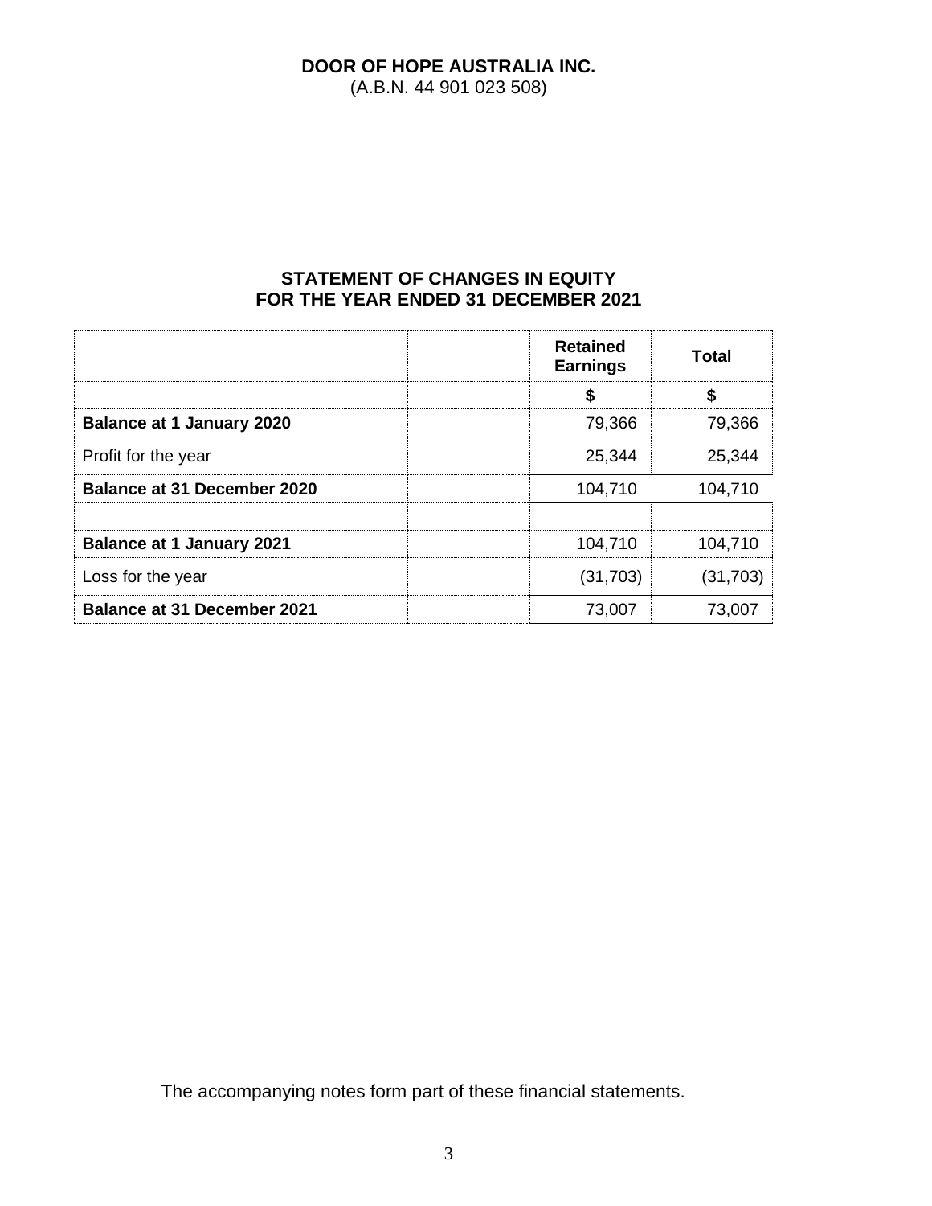**DOOR OF HOPE AUSTRALIA INC.**
(A.B.N. 44 901 023 508)

## STATEMENT OF CHANGES IN EQUITY
## FOR THE YEAR ENDED 31 DECEMBER 2021

| | | Retained Earnings | Total |
|---|---|---|---|
| | | $ | $ |
| **Balance at 1 January 2020** | | 79,366 | 79,366 |
| Profit for the year | | 25,344 | 25,344 |
| **Balance at 31 December 2020** | | 104,710 | 104,710 |
| | | | |
| **Balance at 1 January 2021** | | 104,710 | 104,710 |
| Loss for the year | | (31,703) | (31,703) |
| **Balance at 31 December 2021** | | 73,007 | 73,007 |

The accompanying notes form part of these financial statements.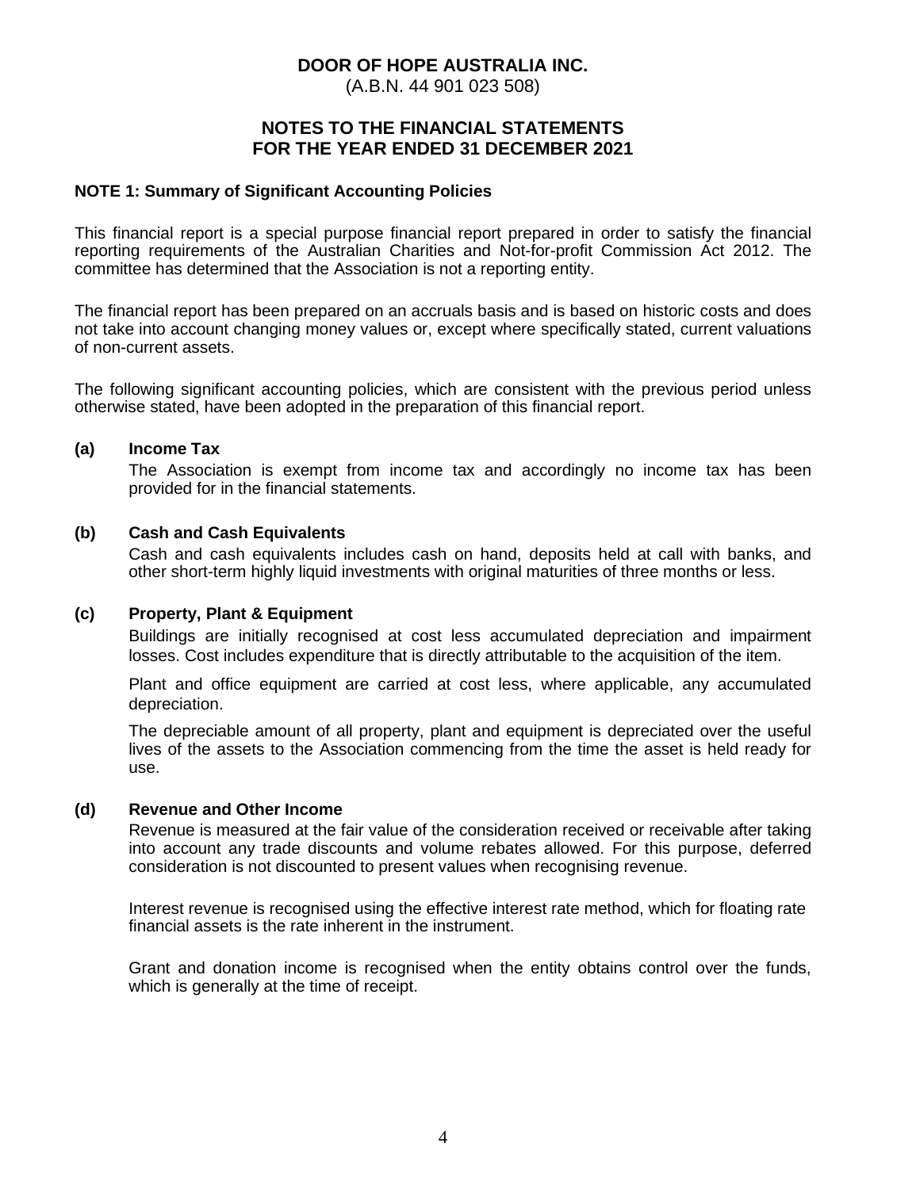**DOOR OF HOPE AUSTRALIA INC.**
(A.B.N. 44 901 023 508)

**NOTES TO THE FINANCIAL STATEMENTS**
**FOR THE YEAR ENDED 31 DECEMBER 2021**

**NOTE 1: Summary of Significant Accounting Policies**

This financial report is a special purpose financial report prepared in order to satisfy the financial reporting requirements of the Australian Charities and Not-for-profit Commission Act 2012. The committee has determined that the Association is not a reporting entity.

The financial report has been prepared on an accruals basis and is based on historic costs and does not take into account changing money values or, except where specifically stated, current valuations of non-current assets.

The following significant accounting policies, which are consistent with the previous period unless otherwise stated, have been adopted in the preparation of this financial report.

**(a) Income Tax**

The Association is exempt from income tax and accordingly no income tax has been provided for in the financial statements.

**(b) Cash and Cash Equivalents**

Cash and cash equivalents includes cash on hand, deposits held at call with banks, and other short-term highly liquid investments with original maturities of three months or less.

**(c) Property, Plant & Equipment**

Buildings are initially recognised at cost less accumulated depreciation and impairment losses. Cost includes expenditure that is directly attributable to the acquisition of the item.

Plant and office equipment are carried at cost less, where applicable, any accumulated depreciation.

The depreciable amount of all property, plant and equipment is depreciated over the useful lives of the assets to the Association commencing from the time the asset is held ready for use.

**(d) Revenue and Other Income**

Revenue is measured at the fair value of the consideration received or receivable after taking into account any trade discounts and volume rebates allowed. For this purpose, deferred consideration is not discounted to present values when recognising revenue.

Interest revenue is recognised using the effective interest rate method, which for floating rate financial assets is the rate inherent in the instrument.

Grant and donation income is recognised when the entity obtains control over the funds, which is generally at the time of receipt.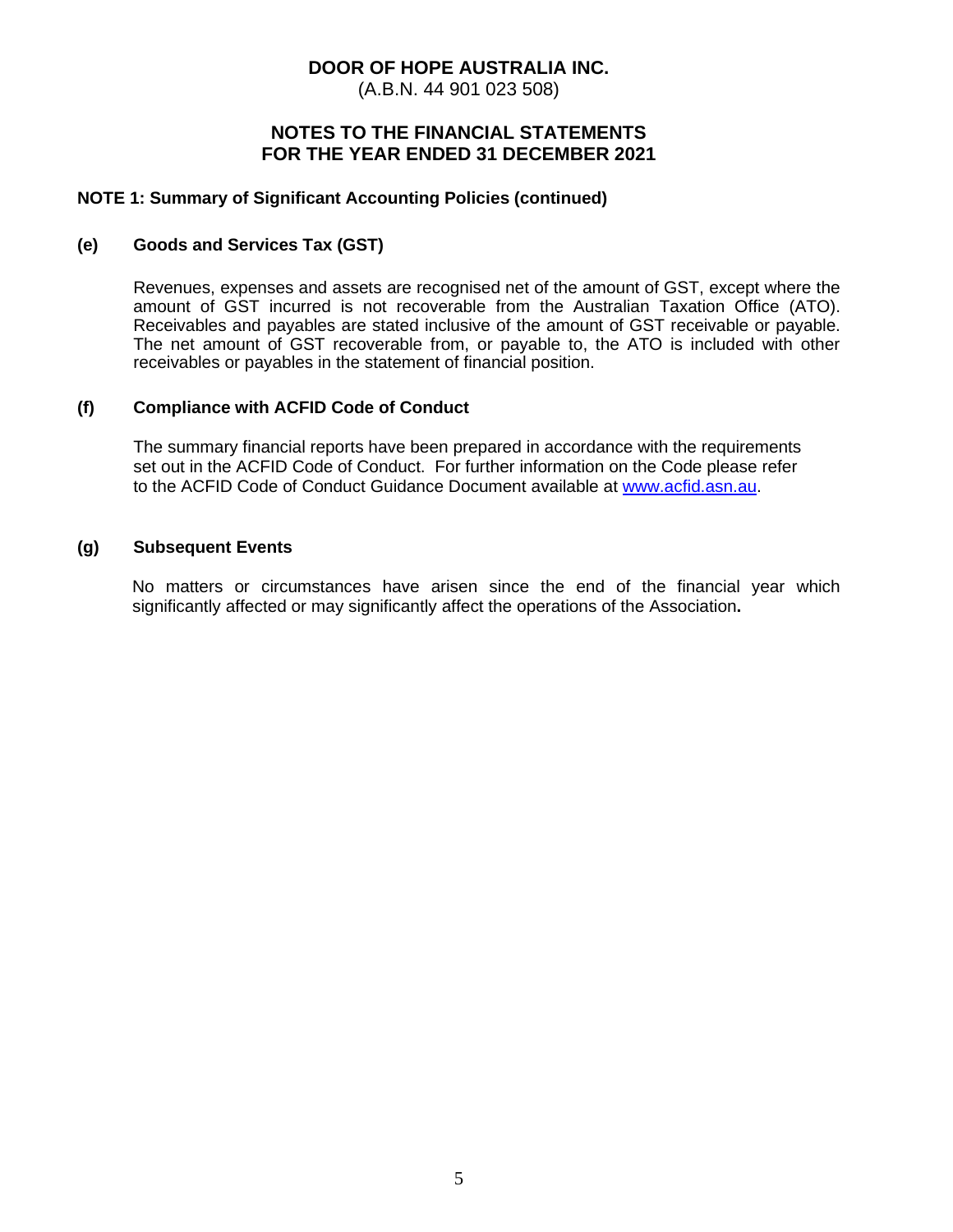**DOOR OF HOPE AUSTRALIA INC.**
(A.B.N. 44 901 023 508)

## NOTES TO THE FINANCIAL STATEMENTS FOR THE YEAR ENDED 31 DECEMBER 2021

### NOTE 1: Summary of Significant Accounting Policies (continued)

#### (e) Goods and Services Tax (GST)

Revenues, expenses and assets are recognised net of the amount of GST, except where the amount of GST incurred is not recoverable from the Australian Taxation Office (ATO). Receivables and payables are stated inclusive of the amount of GST receivable or payable. The net amount of GST recoverable from, or payable to, the ATO is included with other receivables or payables in the statement of financial position.

#### (f) Compliance with ACFID Code of Conduct

The summary financial reports have been prepared in accordance with the requirements set out in the ACFID Code of Conduct. For further information on the Code please refer to the ACFID Code of Conduct Guidance Document available at www.acfid.asn.au.

#### (g) Subsequent Events

No matters or circumstances have arisen since the end of the financial year which significantly affected or may significantly affect the operations of the Association.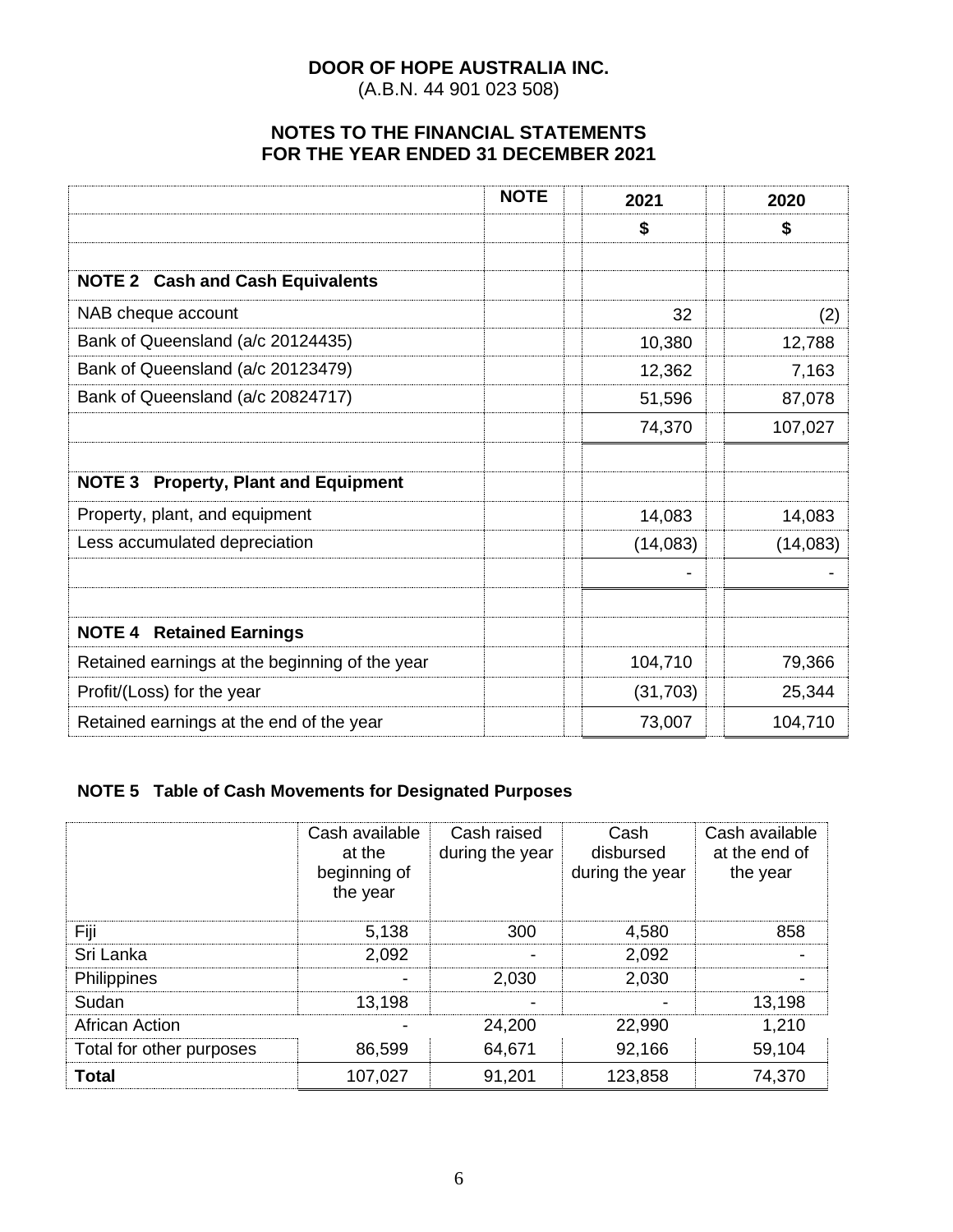# DOOR OF HOPE AUSTRALIA INC.

(A.B.N. 44 901 023 508)

## NOTES TO THE FINANCIAL STATEMENTS FOR THE YEAR ENDED 31 DECEMBER 2021

| | NOTE | 2021 | 2020 |
|---|---|---|---|
| | | $ | $ |
| | | | |
| **NOTE 2 Cash and Cash Equivalents** | | | |
| NAB cheque account | | 32 | (2) |
| Bank of Queensland (a/c 20124435) | | 10,380 | 12,788 |
| Bank of Queensland (a/c 20123479) | | 12,362 | 7,163 |
| Bank of Queensland (a/c 20824717) | | 51,596 | 87,078 |
| | | 74,370 | 107,027 |
| | | | |
| **NOTE 3 Property, Plant and Equipment** | | | |
| Property, plant, and equipment | | 14,083 | 14,083 |
| Less accumulated depreciation | | (14,083) | (14,083) |
| | | - | - |
| | | | |
| **NOTE 4 Retained Earnings** | | | |
| Retained earnings at the beginning of the year | | 104,710 | 79,366 |
| Profit/(Loss) for the year | | (31,703) | 25,344 |
| Retained earnings at the end of the year | | 73,007 | 104,710 |

### NOTE 5 Table of Cash Movements for Designated Purposes

| | Cash available at the beginning of the year | Cash raised during the year | Cash disbursed during the year | Cash available at the end of the year |
|---|---|---|---|---|
| Fiji | 5,138 | 300 | 4,580 | 858 |
| Sri Lanka | 2,092 | - | 2,092 | - |
| Philippines | - | 2,030 | 2,030 | - |
| Sudan | 13,198 | - | - | 13,198 |
| African Action | - | 24,200 | 22,990 | 1,210 |
| Total for other purposes | 86,599 | 64,671 | 92,166 | 59,104 |
| **Total** | 107,027 | 91,201 | 123,858 | 74,370 |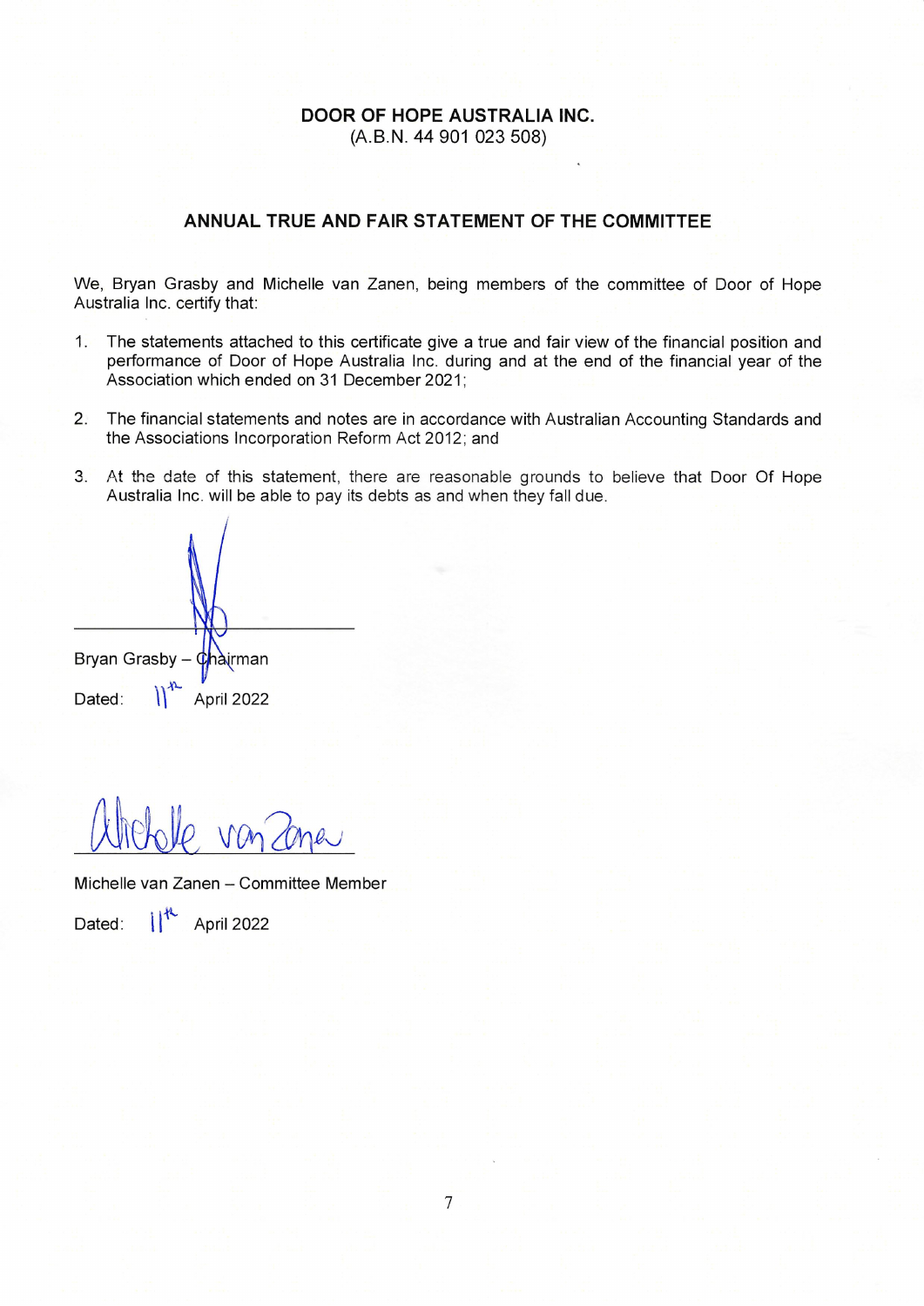**DOOR OF HOPE AUSTRALIA INC.**
(A.B.N. 44 901 023 508)

## ANNUAL TRUE AND FAIR STATEMENT OF THE COMMITTEE

We, Bryan Grasby and Michelle van Zanen, being members of the committee of Door of Hope Australia Inc. certify that:

1. The statements attached to this certificate give a true and fair view of the financial position and performance of Door of Hope Australia Inc. during and at the end of the financial year of the Association which ended on 31 December 2021;

2. The financial statements and notes are in accordance with Australian Accounting Standards and the Associations Incorporation Reform Act 2012; and

3. At the date of this statement, there are reasonable grounds to believe that Door Of Hope Australia Inc. will be able to pay its debts as and when they fall due.

Bryan Grasby – Chairman

Dated: 11th April 2022

Michelle van Zanen – Committee Member

Dated: 11th April 2022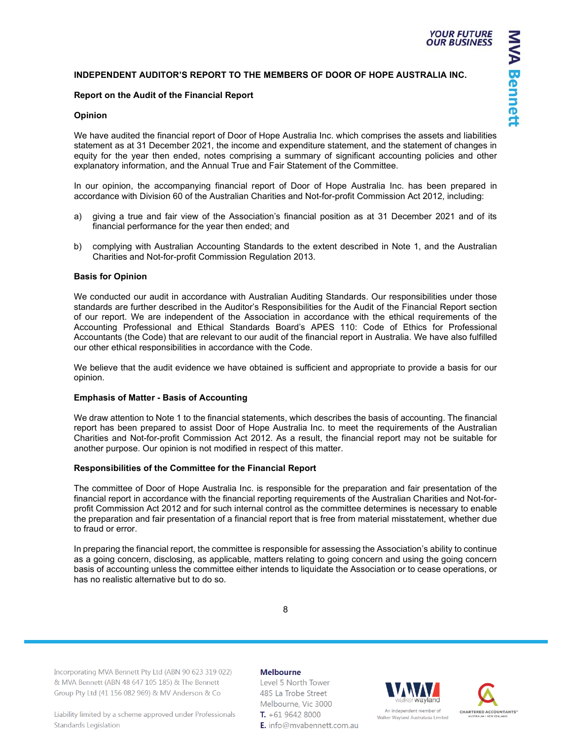# INDEPENDENT AUDITOR'S REPORT TO THE MEMBERS OF DOOR OF HOPE AUSTRALIA INC.

## Report on the Audit of the Financial Report

### Opinion

We have audited the financial report of Door of Hope Australia Inc. which comprises the assets and liabilities statement as at 31 December 2021, the income and expenditure statement, and the statement of changes in equity for the year then ended, notes comprising a summary of significant accounting policies and other explanatory information, and the Annual True and Fair Statement of the Committee.

In our opinion, the accompanying financial report of Door of Hope Australia Inc. has been prepared in accordance with Division 60 of the Australian Charities and Not-for-profit Commission Act 2012, including:

a) giving a true and fair view of the Association's financial position as at 31 December 2021 and of its financial performance for the year then ended; and

b) complying with Australian Accounting Standards to the extent described in Note 1, and the Australian Charities and Not-for-profit Commission Regulation 2013.

### Basis for Opinion

We conducted our audit in accordance with Australian Auditing Standards. Our responsibilities under those standards are further described in the Auditor's Responsibilities for the Audit of the Financial Report section of our report. We are independent of the Association in accordance with the ethical requirements of the Accounting Professional and Ethical Standards Board's APES 110: Code of Ethics for Professional Accountants (the Code) that are relevant to our audit of the financial report in Australia. We have also fulfilled our other ethical responsibilities in accordance with the Code.

We believe that the audit evidence we have obtained is sufficient and appropriate to provide a basis for our opinion.

### Emphasis of Matter - Basis of Accounting

We draw attention to Note 1 to the financial statements, which describes the basis of accounting. The financial report has been prepared to assist Door of Hope Australia Inc. to meet the requirements of the Australian Charities and Not-for-profit Commission Act 2012. As a result, the financial report may not be suitable for another purpose. Our opinion is not modified in respect of this matter.

### Responsibilities of the Committee for the Financial Report

The committee of Door of Hope Australia Inc. is responsible for the preparation and fair presentation of the financial report in accordance with the financial reporting requirements of the Australian Charities and Not-for-profit Commission Act 2012 and for such internal control as the committee determines is necessary to enable the preparation and fair presentation of a financial report that is free from material misstatement, whether due to fraud or error.

In preparing the financial report, the committee is responsible for assessing the Association's ability to continue as a going concern, disclosing, as applicable, matters relating to going concern and using the going concern basis of accounting unless the committee either intends to liquidate the Association or to cease operations, or has no realistic alternative but to do so.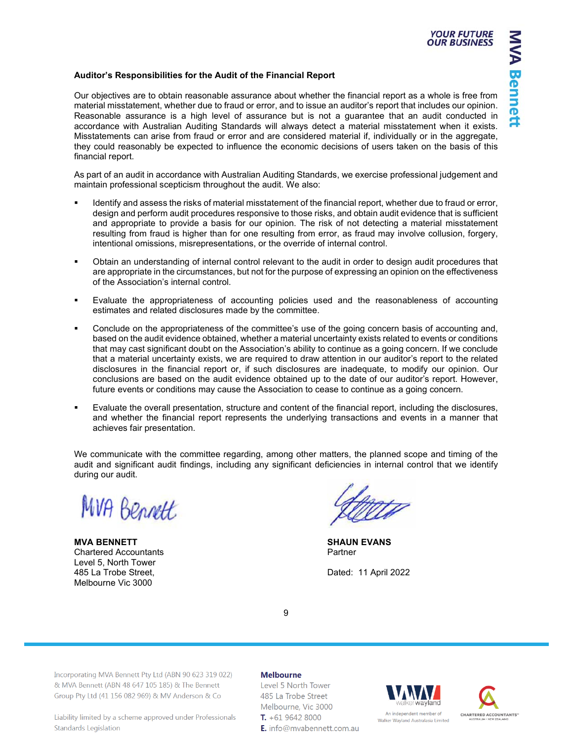### Auditor's Responsibilities for the Audit of the Financial Report

Our objectives are to obtain reasonable assurance about whether the financial report as a whole is free from material misstatement, whether due to fraud or error, and to issue an auditor's report that includes our opinion. Reasonable assurance is a high level of assurance but is not a guarantee that an audit conducted in accordance with Australian Auditing Standards will always detect a material misstatement when it exists. Misstatements can arise from fraud or error and are considered material if, individually or in the aggregate, they could reasonably be expected to influence the economic decisions of users taken on the basis of this financial report.

As part of an audit in accordance with Australian Auditing Standards, we exercise professional judgement and maintain professional scepticism throughout the audit. We also:

- Identify and assess the risks of material misstatement of the financial report, whether due to fraud or error, design and perform audit procedures responsive to those risks, and obtain audit evidence that is sufficient and appropriate to provide a basis for our opinion. The risk of not detecting a material misstatement resulting from fraud is higher than for one resulting from error, as fraud may involve collusion, forgery, intentional omissions, misrepresentations, or the override of internal control.

- Obtain an understanding of internal control relevant to the audit in order to design audit procedures that are appropriate in the circumstances, but not for the purpose of expressing an opinion on the effectiveness of the Association's internal control.

- Evaluate the appropriateness of accounting policies used and the reasonableness of accounting estimates and related disclosures made by the committee.

- Conclude on the appropriateness of the committee's use of the going concern basis of accounting and, based on the audit evidence obtained, whether a material uncertainty exists related to events or conditions that may cast significant doubt on the Association's ability to continue as a going concern. If we conclude that a material uncertainty exists, we are required to draw attention in our auditor's report to the related disclosures in the financial report or, if such disclosures are inadequate, to modify our opinion. Our conclusions are based on the audit evidence obtained up to the date of our auditor's report. However, future events or conditions may cause the Association to cease to continue as a going concern.

- Evaluate the overall presentation, structure and content of the financial report, including the disclosures, and whether the financial report represents the underlying transactions and events in a manner that achieves fair presentation.

We communicate with the committee regarding, among other matters, the planned scope and timing of the audit and significant audit findings, including any significant deficiencies in internal control that we identify during our audit.

**MVA BENNETT**
Chartered Accountants
Level 5, North Tower
485 La Trobe Street,
Melbourne Vic 3000

**SHAUN EVANS**
Partner

Dated: 11 April 2022